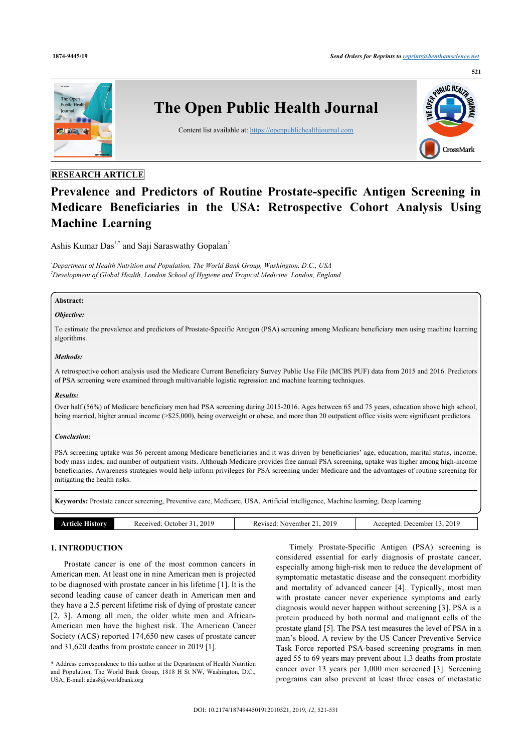RESEARCH ARTICLE

# Prevalence and Predictors of Routine Prostate-specific Antigen Screening in Medicare Beneficiaries in the USA: Retrospective Cohort Analysis Using Machine Learning

Ashis Kumar Das[1,*] and Saji Saraswathy Gopalan[2]

[1]Department of Health Nutrition and Population, The World Bank Group, Washington, D.C., USA
[2]Development of Global Health, London School of Hygiene and Tropical Medicine, London, England

**Abstract:**

***Objective:***

To estimate the prevalence and predictors of Prostate-Specific Antigen (PSA) screening among Medicare beneficiary men using machine learning algorithms.

***Methods:***

A retrospective cohort analysis used the Medicare Current Beneficiary Survey Public Use File (MCBS PUF) data from 2015 and 2016. Predictors of PSA screening were examined through multivariable logistic regression and machine learning techniques.

***Results:***

Over half (56%) of Medicare beneficiary men had PSA screening during 2015-2016. Ages between 65 and 75 years, education above high school, being married, higher annual income (>$25,000), being overweight or obese, and more than 20 outpatient office visits were significant predictors.

***Conclusion:***

PSA screening uptake was 56 percent among Medicare beneficiaries and it was driven by beneficiaries' age, education, marital status, income, body mass index, and number of outpatient visits. Although Medicare provides free annual PSA screening, uptake was higher among high-income beneficiaries. Awareness strategies would help inform privileges for PSA screening under Medicare and the advantages of routine screening for mitigating the health risks.

**Keywords:** Prostate cancer screening, Preventive care, Medicare, USA, Artificial intelligence, Machine learning, Deep learning.

| Article History | Received: October 31, 2019 | Revised: November 21, 2019 | Accepted: December 13, 2019 |
|---|---|---|---|

## 1. INTRODUCTION

Prostate cancer is one of the most common cancers in American men. At least one in nine American men is projected to be diagnosed with prostate cancer in his lifetime [1]. It is the second leading cause of cancer death in American men and they have a 2.5 percent lifetime risk of dying of prostate cancer [2, 3]. Among all men, the older white men and African-American men have the highest risk. The American Cancer Society (ACS) reported 174,650 new cases of prostate cancer and 31,620 deaths from prostate cancer in 2019 [1].

Timely Prostate-Specific Antigen (PSA) screening is considered essential for early diagnosis of prostate cancer, especially among high-risk men to reduce the development of symptomatic metastatic disease and the consequent morbidity and mortality of advanced cancer [4]. Typically, most men with prostate cancer never experience symptoms and early diagnosis would never happen without screening [3]. PSA is a protein produced by both normal and malignant cells of the prostate gland [5]. The PSA test measures the level of PSA in a man's blood. A review by the US Cancer Preventive Service Task Force reported PSA-based screening programs in men aged 55 to 69 years may prevent about 1.3 deaths from prostate cancer over 13 years per 1,000 men screened [3]. Screening programs can also prevent at least three cases of metastatic

* Address correspondence to this author at the Department of Health Nutrition and Population, The World Bank Group, 1818 H St NW, Washington, D.C., USA; E-mail: adas8@worldbank.org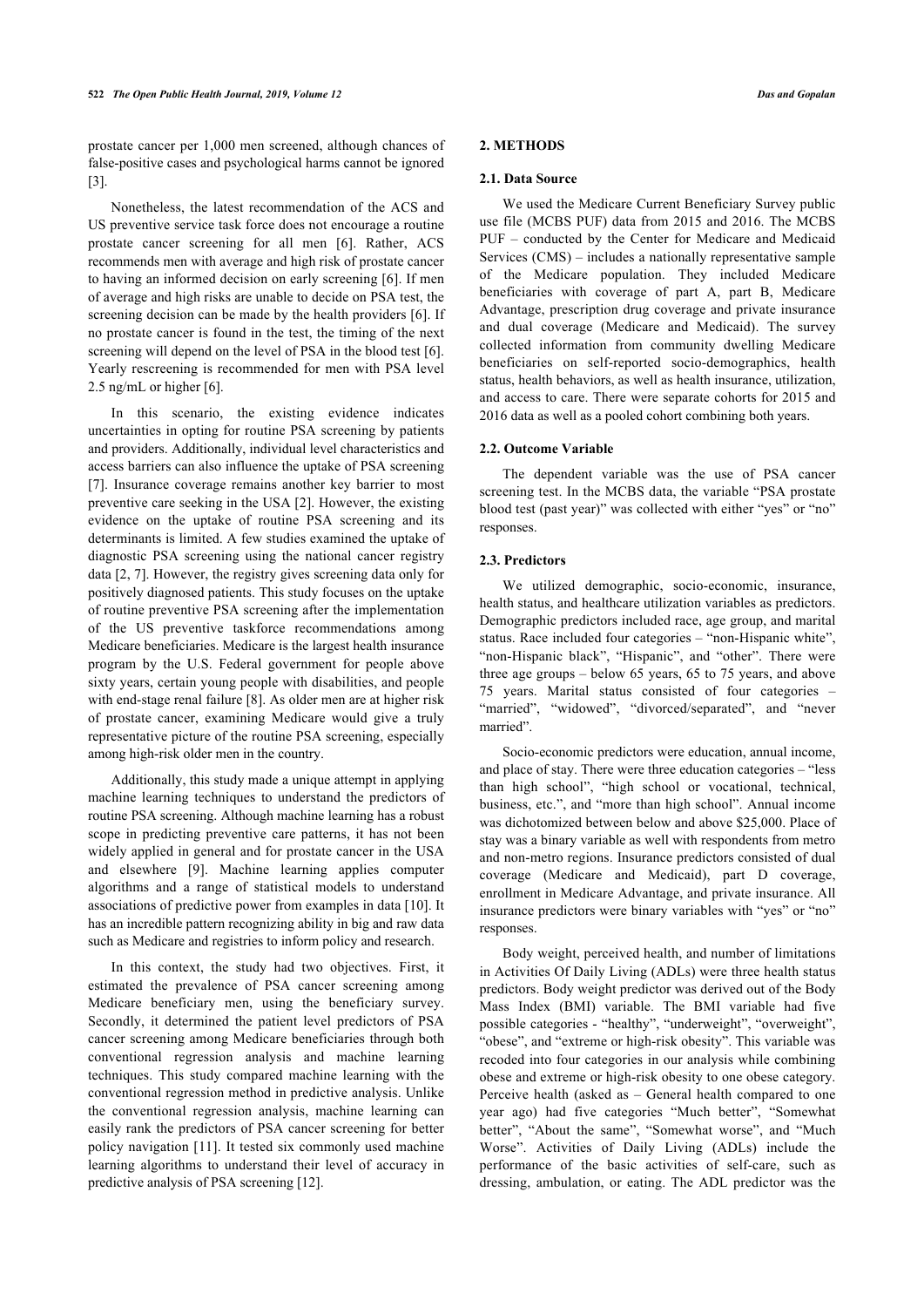prostate cancer per 1,000 men screened, although chances of false-positive cases and psychological harms cannot be ignored [3].

Nonetheless, the latest recommendation of the ACS and US preventive service task force does not encourage a routine prostate cancer screening for all men [6]. Rather, ACS recommends men with average and high risk of prostate cancer to having an informed decision on early screening [6]. If men of average and high risks are unable to decide on PSA test, the screening decision can be made by the health providers [6]. If no prostate cancer is found in the test, the timing of the next screening will depend on the level of PSA in the blood test [6]. Yearly rescreening is recommended for men with PSA level 2.5 ng/mL or higher [6].

In this scenario, the existing evidence indicates uncertainties in opting for routine PSA screening by patients and providers. Additionally, individual level characteristics and access barriers can also influence the uptake of PSA screening [7]. Insurance coverage remains another key barrier to most preventive care seeking in the USA [2]. However, the existing evidence on the uptake of routine PSA screening and its determinants is limited. A few studies examined the uptake of diagnostic PSA screening using the national cancer registry data [2, 7]. However, the registry gives screening data only for positively diagnosed patients. This study focuses on the uptake of routine preventive PSA screening after the implementation of the US preventive taskforce recommendations among Medicare beneficiaries. Medicare is the largest health insurance program by the U.S. Federal government for people above sixty years, certain young people with disabilities, and people with end-stage renal failure [8]. As older men are at higher risk of prostate cancer, examining Medicare would give a truly representative picture of the routine PSA screening, especially among high-risk older men in the country.

Additionally, this study made a unique attempt in applying machine learning techniques to understand the predictors of routine PSA screening. Although machine learning has a robust scope in predicting preventive care patterns, it has not been widely applied in general and for prostate cancer in the USA and elsewhere [9]. Machine learning applies computer algorithms and a range of statistical models to understand associations of predictive power from examples in data [10]. It has an incredible pattern recognizing ability in big and raw data such as Medicare and registries to inform policy and research.

In this context, the study had two objectives. First, it estimated the prevalence of PSA cancer screening among Medicare beneficiary men, using the beneficiary survey. Secondly, it determined the patient level predictors of PSA cancer screening among Medicare beneficiaries through both conventional regression analysis and machine learning techniques. This study compared machine learning with the conventional regression method in predictive analysis. Unlike the conventional regression analysis, machine learning can easily rank the predictors of PSA cancer screening for better policy navigation [11]. It tested six commonly used machine learning algorithms to understand their level of accuracy in predictive analysis of PSA screening [12].

## 2. METHODS

### 2.1. Data Source

We used the Medicare Current Beneficiary Survey public use file (MCBS PUF) data from 2015 and 2016. The MCBS PUF – conducted by the Center for Medicare and Medicaid Services (CMS) – includes a nationally representative sample of the Medicare population. They included Medicare beneficiaries with coverage of part A, part B, Medicare Advantage, prescription drug coverage and private insurance and dual coverage (Medicare and Medicaid). The survey collected information from community dwelling Medicare beneficiaries on self-reported socio-demographics, health status, health behaviors, as well as health insurance, utilization, and access to care. There were separate cohorts for 2015 and 2016 data as well as a pooled cohort combining both years.

### 2.2. Outcome Variable

The dependent variable was the use of PSA cancer screening test. In the MCBS data, the variable "PSA prostate blood test (past year)" was collected with either "yes" or "no" responses.

### 2.3. Predictors

We utilized demographic, socio-economic, insurance, health status, and healthcare utilization variables as predictors. Demographic predictors included race, age group, and marital status. Race included four categories – "non-Hispanic white", "non-Hispanic black", "Hispanic", and "other". There were three age groups – below 65 years, 65 to 75 years, and above 75 years. Marital status consisted of four categories – "married", "widowed", "divorced/separated", and "never married".

Socio-economic predictors were education, annual income, and place of stay. There were three education categories – "less than high school", "high school or vocational, technical, business, etc.", and "more than high school". Annual income was dichotomized between below and above $25,000. Place of stay was a binary variable as well with respondents from metro and non-metro regions. Insurance predictors consisted of dual coverage (Medicare and Medicaid), part D coverage, enrollment in Medicare Advantage, and private insurance. All insurance predictors were binary variables with "yes" or "no" responses.

Body weight, perceived health, and number of limitations in Activities Of Daily Living (ADLs) were three health status predictors. Body weight predictor was derived out of the Body Mass Index (BMI) variable. The BMI variable had five possible categories - "healthy", "underweight", "overweight", "obese", and "extreme or high-risk obesity". This variable was recoded into four categories in our analysis while combining obese and extreme or high-risk obesity to one obese category. Perceive health (asked as – General health compared to one year ago) had five categories "Much better", "Somewhat better", "About the same", "Somewhat worse", and "Much Worse". Activities of Daily Living (ADLs) include the performance of the basic activities of self-care, such as dressing, ambulation, or eating. The ADL predictor was the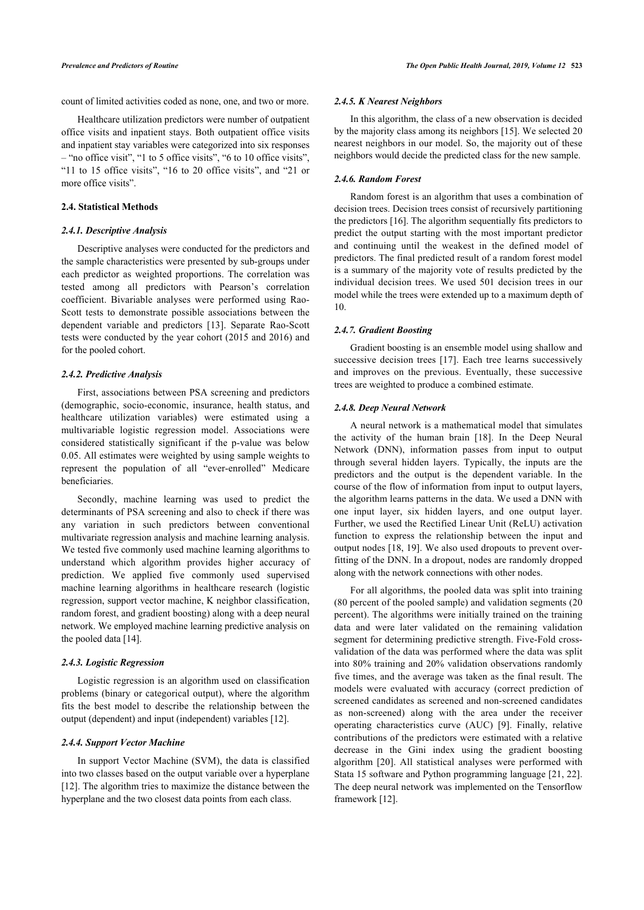count of limited activities coded as none, one, and two or more.

Healthcare utilization predictors were number of outpatient office visits and inpatient stays. Both outpatient office visits and inpatient stay variables were categorized into six responses – "no office visit", "1 to 5 office visits", "6 to 10 office visits", "11 to 15 office visits", "16 to 20 office visits", and "21 or more office visits".

### 2.4. Statistical Methods

#### *2.4.1. Descriptive Analysis*

Descriptive analyses were conducted for the predictors and the sample characteristics were presented by sub-groups under each predictor as weighted proportions. The correlation was tested among all predictors with Pearson's correlation coefficient. Bivariable analyses were performed using Rao-Scott tests to demonstrate possible associations between the dependent variable and predictors [13]. Separate Rao-Scott tests were conducted by the year cohort (2015 and 2016) and for the pooled cohort.

#### *2.4.2. Predictive Analysis*

First, associations between PSA screening and predictors (demographic, socio-economic, insurance, health status, and healthcare utilization variables) were estimated using a multivariable logistic regression model. Associations were considered statistically significant if the p-value was below 0.05. All estimates were weighted by using sample weights to represent the population of all "ever-enrolled" Medicare beneficiaries.

Secondly, machine learning was used to predict the determinants of PSA screening and also to check if there was any variation in such predictors between conventional multivariate regression analysis and machine learning analysis. We tested five commonly used machine learning algorithms to understand which algorithm provides higher accuracy of prediction. We applied five commonly used supervised machine learning algorithms in healthcare research (logistic regression, support vector machine, K neighbor classification, random forest, and gradient boosting) along with a deep neural network. We employed machine learning predictive analysis on the pooled data [14].

#### *2.4.3. Logistic Regression*

Logistic regression is an algorithm used on classification problems (binary or categorical output), where the algorithm fits the best model to describe the relationship between the output (dependent) and input (independent) variables [12].

#### *2.4.4. Support Vector Machine*

In support Vector Machine (SVM), the data is classified into two classes based on the output variable over a hyperplane [12]. The algorithm tries to maximize the distance between the hyperplane and the two closest data points from each class.

#### *2.4.5. K Nearest Neighbors*

In this algorithm, the class of a new observation is decided by the majority class among its neighbors [15]. We selected 20 nearest neighbors in our model. So, the majority out of these neighbors would decide the predicted class for the new sample.

#### *2.4.6. Random Forest*

Random forest is an algorithm that uses a combination of decision trees. Decision trees consist of recursively partitioning the predictors [16]. The algorithm sequentially fits predictors to predict the output starting with the most important predictor and continuing until the weakest in the defined model of predictors. The final predicted result of a random forest model is a summary of the majority vote of results predicted by the individual decision trees. We used 501 decision trees in our model while the trees were extended up to a maximum depth of 10.

#### *2.4.7. Gradient Boosting*

Gradient boosting is an ensemble model using shallow and successive decision trees [17]. Each tree learns successively and improves on the previous. Eventually, these successive trees are weighted to produce a combined estimate.

#### *2.4.8. Deep Neural Network*

A neural network is a mathematical model that simulates the activity of the human brain [18]. In the Deep Neural Network (DNN), information passes from input to output through several hidden layers. Typically, the inputs are the predictors and the output is the dependent variable. In the course of the flow of information from input to output layers, the algorithm learns patterns in the data. We used a DNN with one input layer, six hidden layers, and one output layer. Further, we used the Rectified Linear Unit (ReLU) activation function to express the relationship between the input and output nodes [18, 19]. We also used dropouts to prevent over-fitting of the DNN. In a dropout, nodes are randomly dropped along with the network connections with other nodes.

For all algorithms, the pooled data was split into training (80 percent of the pooled sample) and validation segments (20 percent). The algorithms were initially trained on the training data and were later validated on the remaining validation segment for determining predictive strength. Five-Fold cross-validation of the data was performed where the data was split into 80% training and 20% validation observations randomly five times, and the average was taken as the final result. The models were evaluated with accuracy (correct prediction of screened candidates as screened and non-screened candidates as non-screened) along with the area under the receiver operating characteristics curve (AUC) [9]. Finally, relative contributions of the predictors were estimated with a relative decrease in the Gini index using the gradient boosting algorithm [20]. All statistical analyses were performed with Stata 15 software and Python programming language [21, 22]. The deep neural network was implemented on the Tensorflow framework [12].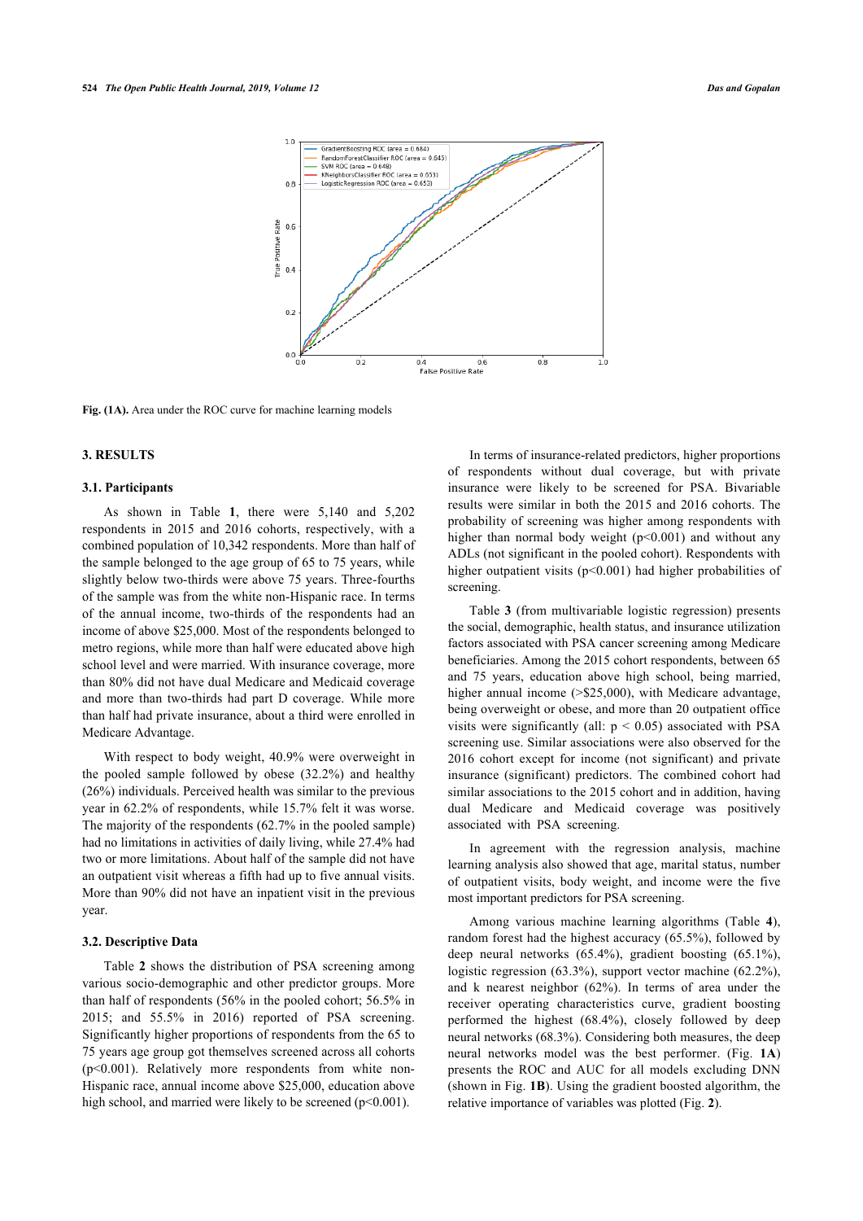Fig. (1A). Area under the ROC curve for machine learning models

## 3. RESULTS

### 3.1. Participants

As shown in Table **1**, there were 5,140 and 5,202 respondents in 2015 and 2016 cohorts, respectively, with a combined population of 10,342 respondents. More than half of the sample belonged to the age group of 65 to 75 years, while slightly below two-thirds were above 75 years. Three-fourths of the sample was from the white non-Hispanic race. In terms of the annual income, two-thirds of the respondents had an income of above $25,000. Most of the respondents belonged to metro regions, while more than half were educated above high school level and were married. With insurance coverage, more than 80% did not have dual Medicare and Medicaid coverage and more than two-thirds had part D coverage. While more than half had private insurance, about a third were enrolled in Medicare Advantage.

With respect to body weight, 40.9% were overweight in the pooled sample followed by obese (32.2%) and healthy (26%) individuals. Perceived health was similar to the previous year in 62.2% of respondents, while 15.7% felt it was worse. The majority of the respondents (62.7% in the pooled sample) had no limitations in activities of daily living, while 27.4% had two or more limitations. About half of the sample did not have an outpatient visit whereas a fifth had up to five annual visits. More than 90% did not have an inpatient visit in the previous year.

### 3.2. Descriptive Data

Table **2** shows the distribution of PSA screening among various socio-demographic and other predictor groups. More than half of respondents (56% in the pooled cohort; 56.5% in 2015; and 55.5% in 2016) reported of PSA screening. Significantly higher proportions of respondents from the 65 to 75 years age group got themselves screened across all cohorts ($p<0.001$). Relatively more respondents from white non-Hispanic race, annual income above $25,000, education above high school, and married were likely to be screened ($p<0.001$).

In terms of insurance-related predictors, higher proportions of respondents without dual coverage, but with private insurance were likely to be screened for PSA. Bivariable results were similar in both the 2015 and 2016 cohorts. The probability of screening was higher among respondents with higher than normal body weight ($p<0.001$) and without any ADLs (not significant in the pooled cohort). Respondents with higher outpatient visits ($p<0.001$) had higher probabilities of screening.

Table **3** (from multivariable logistic regression) presents the social, demographic, health status, and insurance utilization factors associated with PSA cancer screening among Medicare beneficiaries. Among the 2015 cohort respondents, between 65 and 75 years, education above high school, being married, higher annual income (>$25,000), with Medicare advantage, being overweight or obese, and more than 20 outpatient office visits were significantly (all: $p < 0.05$) associated with PSA screening use. Similar associations were also observed for the 2016 cohort except for income (not significant) and private insurance (significant) predictors. The combined cohort had similar associations to the 2015 cohort and in addition, having dual Medicare and Medicaid coverage was positively associated with PSA screening.

In agreement with the regression analysis, machine learning analysis also showed that age, marital status, number of outpatient visits, body weight, and income were the five most important predictors for PSA screening.

Among various machine learning algorithms (Table **4**), random forest had the highest accuracy (65.5%), followed by deep neural networks (65.4%), gradient boosting (65.1%), logistic regression (63.3%), support vector machine (62.2%), and k nearest neighbor (62%). In terms of area under the receiver operating characteristics curve, gradient boosting performed the highest (68.4%), closely followed by deep neural networks (68.3%). Considering both measures, the deep neural networks model was the best performer. (Fig. **1A**) presents the ROC and AUC for all models excluding DNN (shown in Fig. **1B**). Using the gradient boosted algorithm, the relative importance of variables was plotted (Fig. **2**).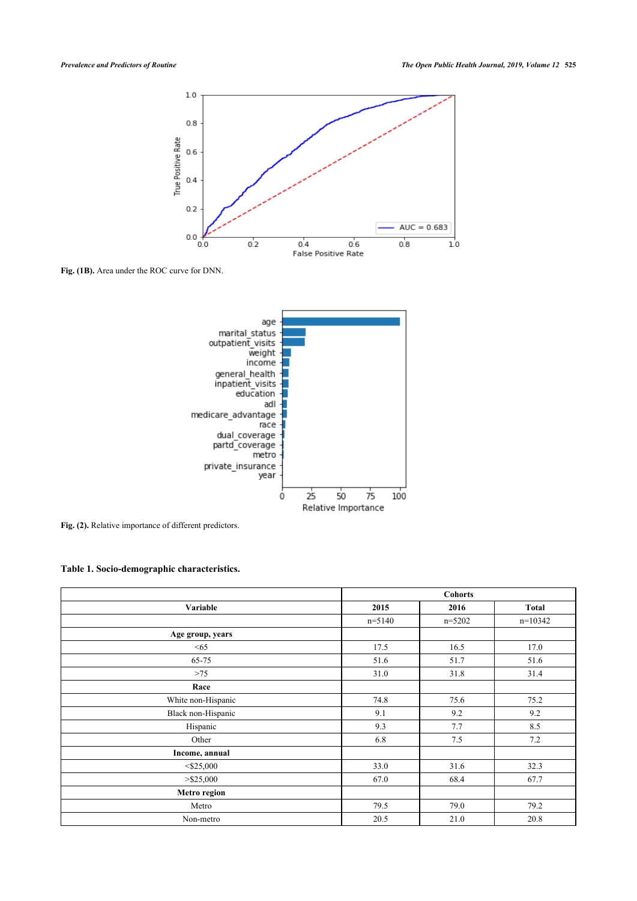Fig. (1B). Area under the ROC curve for DNN.

Fig. (2). Relative importance of different predictors.

**Table 1. Socio-demographic characteristics.**

| | Cohorts | | |
|---|---|---|---|
| **Variable** | **2015** | **2016** | **Total** |
| | n=5140 | n=5202 | n=10342 |
| **Age group, years** | | | |
| <65 | 17.5 | 16.5 | 17.0 |
| 65-75 | 51.6 | 51.7 | 51.6 |
| >75 | 31.0 | 31.8 | 31.4 |
| **Race** | | | |
| White non-Hispanic | 74.8 | 75.6 | 75.2 |
| Black non-Hispanic | 9.1 | 9.2 | 9.2 |
| Hispanic | 9.3 | 7.7 | 8.5 |
| Other | 6.8 | 7.5 | 7.2 |
| **Income, annual** | | | |
| <$25,000 | 33.0 | 31.6 | 32.3 |
| >$25,000 | 67.0 | 68.4 | 67.7 |
| **Metro region** | | | |
| Metro | 79.5 | 79.0 | 79.2 |
| Non-metro | 20.5 | 21.0 | 20.8 |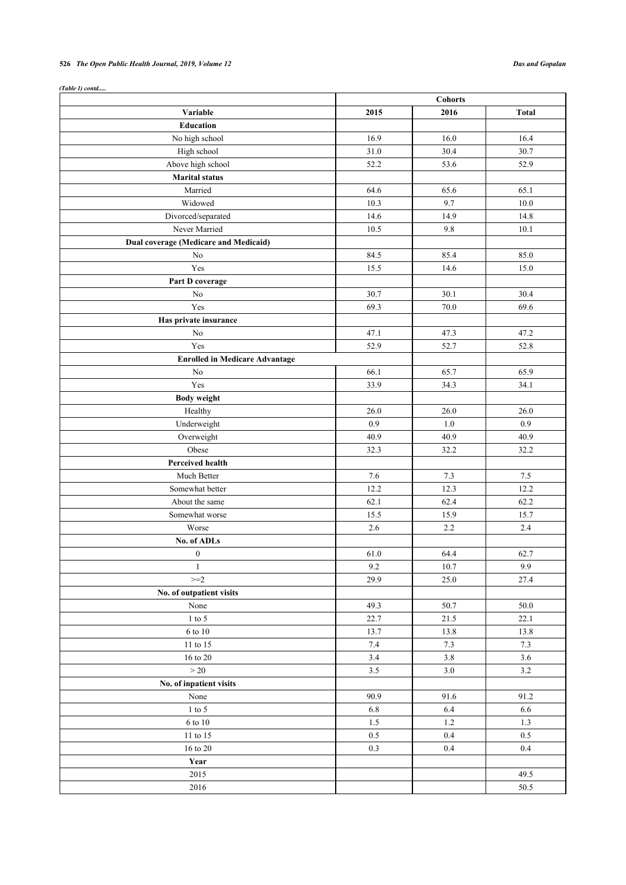*(Table 1) contd.....*

| Variable | Cohorts | | |
|---|---|---|---|
| | 2015 | 2016 | Total |
| **Education** | | | |
| No high school | 16.9 | 16.0 | 16.4 |
| High school | 31.0 | 30.4 | 30.7 |
| Above high school | 52.2 | 53.6 | 52.9 |
| **Marital status** | | | |
| Married | 64.6 | 65.6 | 65.1 |
| Widowed | 10.3 | 9.7 | 10.0 |
| Divorced/separated | 14.6 | 14.9 | 14.8 |
| Never Married | 10.5 | 9.8 | 10.1 |
| **Dual coverage (Medicare and Medicaid)** | | | |
| No | 84.5 | 85.4 | 85.0 |
| Yes | 15.5 | 14.6 | 15.0 |
| **Part D coverage** | | | |
| No | 30.7 | 30.1 | 30.4 |
| Yes | 69.3 | 70.0 | 69.6 |
| **Has private insurance** | | | |
| No | 47.1 | 47.3 | 47.2 |
| Yes | 52.9 | 52.7 | 52.8 |
| **Enrolled in Medicare Advantage** | | | |
| No | 66.1 | 65.7 | 65.9 |
| Yes | 33.9 | 34.3 | 34.1 |
| **Body weight** | | | |
| Healthy | 26.0 | 26.0 | 26.0 |
| Underweight | 0.9 | 1.0 | 0.9 |
| Overweight | 40.9 | 40.9 | 40.9 |
| Obese | 32.3 | 32.2 | 32.2 |
| **Perceived health** | | | |
| Much Better | 7.6 | 7.3 | 7.5 |
| Somewhat better | 12.2 | 12.3 | 12.2 |
| About the same | 62.1 | 62.4 | 62.2 |
| Somewhat worse | 15.5 | 15.9 | 15.7 |
| Worse | 2.6 | 2.2 | 2.4 |
| **No. of ADLs** | | | |
| 0 | 61.0 | 64.4 | 62.7 |
| 1 | 9.2 | 10.7 | 9.9 |
| >=2 | 29.9 | 25.0 | 27.4 |
| **No. of outpatient visits** | | | |
| None | 49.3 | 50.7 | 50.0 |
| 1 to 5 | 22.7 | 21.5 | 22.1 |
| 6 to 10 | 13.7 | 13.8 | 13.8 |
| 11 to 15 | 7.4 | 7.3 | 7.3 |
| 16 to 20 | 3.4 | 3.8 | 3.6 |
| > 20 | 3.5 | 3.0 | 3.2 |
| **No. of inpatient visits** | | | |
| None | 90.9 | 91.6 | 91.2 |
| 1 to 5 | 6.8 | 6.4 | 6.6 |
| 6 to 10 | 1.5 | 1.2 | 1.3 |
| 11 to 15 | 0.5 | 0.4 | 0.5 |
| 16 to 20 | 0.3 | 0.4 | 0.4 |
| **Year** | | | |
| 2015 | | | 49.5 |
| 2016 | | | 50.5 |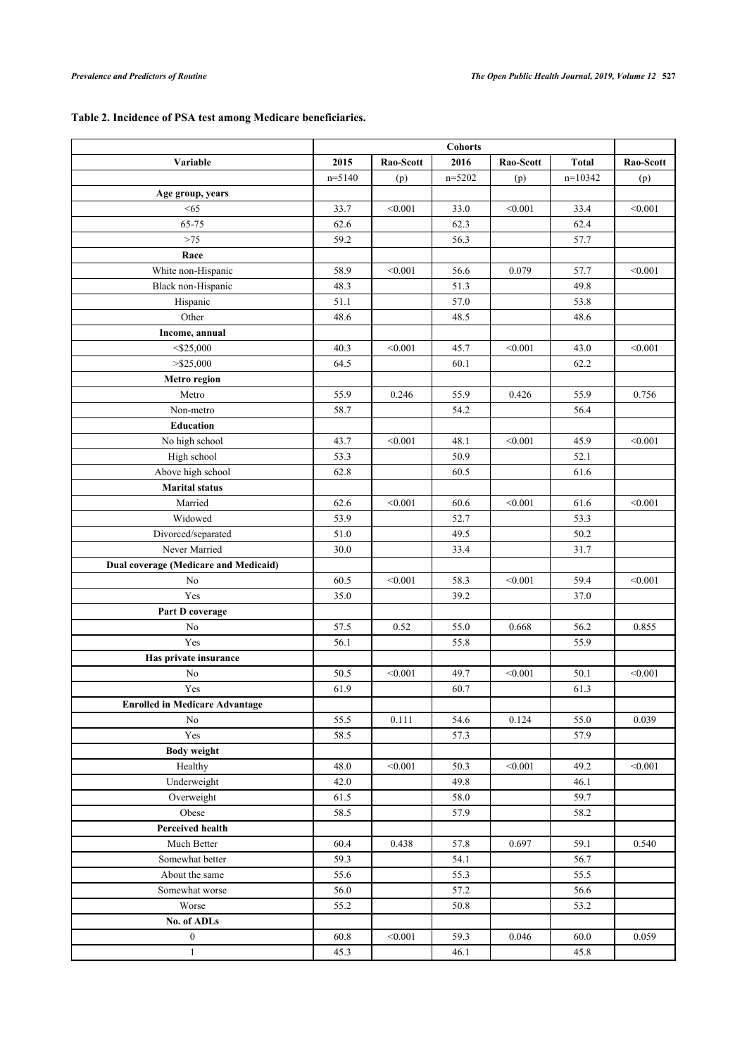**Table 2. Incidence of PSA test among Medicare beneficiaries.**

| | Cohorts | | | | | |
|---|---|---|---|---|---|---|
| **Variable** | **2015** | **Rao-Scott** | **2016** | **Rao-Scott** | **Total** | **Rao-Scott** |
| | n=5140 | (p) | n=5202 | (p) | n=10342 | (p) |
| **Age group, years** | | | | | | |
| <65 | 33.7 | <0.001 | 33.0 | <0.001 | 33.4 | <0.001 |
| 65-75 | 62.6 | | 62.3 | | 62.4 | |
| >75 | 59.2 | | 56.3 | | 57.7 | |
| **Race** | | | | | | |
| White non-Hispanic | 58.9 | <0.001 | 56.6 | 0.079 | 57.7 | <0.001 |
| Black non-Hispanic | 48.3 | | 51.3 | | 49.8 | |
| Hispanic | 51.1 | | 57.0 | | 53.8 | |
| Other | 48.6 | | 48.5 | | 48.6 | |
| **Income, annual** | | | | | | |
| <$25,000 | 40.3 | <0.001 | 45.7 | <0.001 | 43.0 | <0.001 |
| >$25,000 | 64.5 | | 60.1 | | 62.2 | |
| **Metro region** | | | | | | |
| Metro | 55.9 | 0.246 | 55.9 | 0.426 | 55.9 | 0.756 |
| Non-metro | 58.7 | | 54.2 | | 56.4 | |
| **Education** | | | | | | |
| No high school | 43.7 | <0.001 | 48.1 | <0.001 | 45.9 | <0.001 |
| High school | 53.3 | | 50.9 | | 52.1 | |
| Above high school | 62.8 | | 60.5 | | 61.6 | |
| **Marital status** | | | | | | |
| Married | 62.6 | <0.001 | 60.6 | <0.001 | 61.6 | <0.001 |
| Widowed | 53.9 | | 52.7 | | 53.3 | |
| Divorced/separated | 51.0 | | 49.5 | | 50.2 | |
| Never Married | 30.0 | | 33.4 | | 31.7 | |
| **Dual coverage (Medicare and Medicaid)** | | | | | | |
| No | 60.5 | <0.001 | 58.3 | <0.001 | 59.4 | <0.001 |
| Yes | 35.0 | | 39.2 | | 37.0 | |
| **Part D coverage** | | | | | | |
| No | 57.5 | 0.52 | 55.0 | 0.668 | 56.2 | 0.855 |
| Yes | 56.1 | | 55.8 | | 55.9 | |
| **Has private insurance** | | | | | | |
| No | 50.5 | <0.001 | 49.7 | <0.001 | 50.1 | <0.001 |
| Yes | 61.9 | | 60.7 | | 61.3 | |
| **Enrolled in Medicare Advantage** | | | | | | |
| No | 55.5 | 0.111 | 54.6 | 0.124 | 55.0 | 0.039 |
| Yes | 58.5 | | 57.3 | | 57.9 | |
| **Body weight** | | | | | | |
| Healthy | 48.0 | <0.001 | 50.3 | <0.001 | 49.2 | <0.001 |
| Underweight | 42.0 | | 49.8 | | 46.1 | |
| Overweight | 61.5 | | 58.0 | | 59.7 | |
| Obese | 58.5 | | 57.9 | | 58.2 | |
| **Perceived health** | | | | | | |
| Much Better | 60.4 | 0.438 | 57.8 | 0.697 | 59.1 | 0.540 |
| Somewhat better | 59.3 | | 54.1 | | 56.7 | |
| About the same | 55.6 | | 55.3 | | 55.5 | |
| Somewhat worse | 56.0 | | 57.2 | | 56.6 | |
| Worse | 55.2 | | 50.8 | | 53.2 | |
| **No. of ADLs** | | | | | | |
| 0 | 60.8 | <0.001 | 59.3 | 0.046 | 60.0 | 0.059 |
| 1 | 45.3 | | 46.1 | | 45.8 | |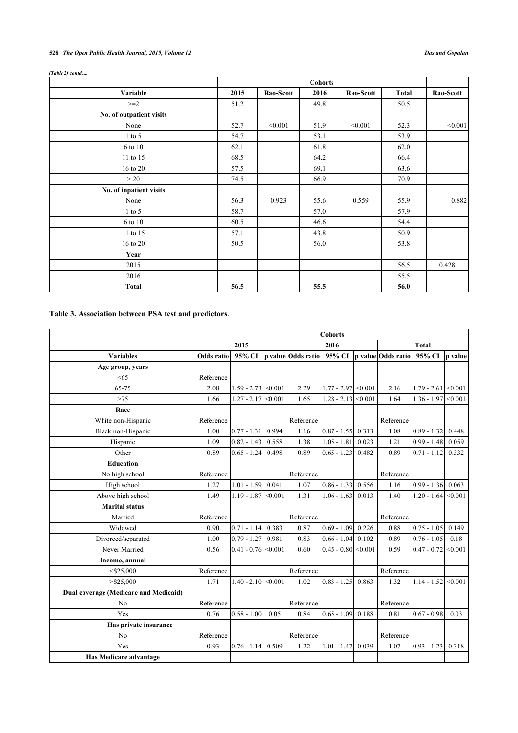*(Table 2) contd.....*

| | Cohorts | | | | | |
|---|---|---|---|---|---|---|
| **Variable** | **2015** | **Rao-Scott** | **2016** | **Rao-Scott** | **Total** | **Rao-Scott** |
| >=2 | 51.2 | | 49.8 | | 50.5 | |
| **No. of outpatient visits** | | | | | | |
| None | 52.7 | <0.001 | 51.9 | <0.001 | 52.3 | <0.001 |
| 1 to 5 | 54.7 | | 53.1 | | 53.9 | |
| 6 to 10 | 62.1 | | 61.8 | | 62.0 | |
| 11 to 15 | 68.5 | | 64.2 | | 66.4 | |
| 16 to 20 | 57.5 | | 69.1 | | 63.6 | |
| > 20 | 74.5 | | 66.9 | | 70.9 | |
| **No. of inpatient visits** | | | | | | |
| None | 56.3 | 0.923 | 55.6 | 0.559 | 55.9 | 0.882 |
| 1 to 5 | 58.7 | | 57.0 | | 57.9 | |
| 6 to 10 | 60.5 | | 46.6 | | 54.4 | |
| 11 to 15 | 57.1 | | 43.8 | | 50.9 | |
| 16 to 20 | 50.5 | | 56.0 | | 53.8 | |
| **Year** | | | | | | |
| 2015 | | | | | 56.5 | 0.428 |
| 2016 | | | | | 55.5 | |
| **Total** | **56.5** | | **55.5** | | **56.0** | |

**Table 3. Association between PSA test and predictors.**

| | Cohorts | | | | | | | | |
|---|---|---|---|---|---|---|---|---|---|
| | 2015 | | | 2016 | | | Total | | |
| **Variables** | **Odds ratio** | **95% CI** | **p value** | **Odds ratio** | **95% CI** | **p value** | **Odds ratio** | **95% CI** | **p value** |
| **Age group, years** | | | | | | | | | |
| <65 | Reference | | | | | | | | |
| 65-75 | 2.08 | 1.59 - 2.73 | <0.001 | 2.29 | 1.77 - 2.97 | <0.001 | 2.16 | 1.79 - 2.61 | <0.001 |
| >75 | 1.66 | 1.27 - 2.17 | <0.001 | 1.65 | 1.28 - 2.13 | <0.001 | 1.64 | 1.36 - 1.97 | <0.001 |
| **Race** | | | | | | | | | |
| White non-Hispanic | Reference | | | Reference | | | Reference | | |
| Black non-Hispanic | 1.00 | 0.77 - 1.31 | 0.994 | 1.16 | 0.87 - 1.55 | 0.313 | 1.08 | 0.89 - 1.32 | 0.448 |
| Hispanic | 1.09 | 0.82 - 1.43 | 0.558 | 1.38 | 1.05 - 1.81 | 0.023 | 1.21 | 0.99 - 1.48 | 0.059 |
| Other | 0.89 | 0.65 - 1.24 | 0.498 | 0.89 | 0.65 - 1.23 | 0.482 | 0.89 | 0.71 - 1.12 | 0.332 |
| **Education** | | | | | | | | | |
| No high school | Reference | | | Reference | | | Reference | | |
| High school | 1.27 | 1.01 - 1.59 | 0.041 | 1.07 | 0.86 - 1.33 | 0.556 | 1.16 | 0.99 - 1.36 | 0.063 |
| Above high school | 1.49 | 1.19 - 1.87 | <0.001 | 1.31 | 1.06 - 1.63 | 0.013 | 1.40 | 1.20 - 1.64 | <0.001 |
| **Marital status** | | | | | | | | | |
| Married | Reference | | | Reference | | | Reference | | |
| Widowed | 0.90 | 0.71 - 1.14 | 0.383 | 0.87 | 0.69 - 1.09 | 0.226 | 0.88 | 0.75 - 1.05 | 0.149 |
| Divorced/separated | 1.00 | 0.79 - 1.27 | 0.981 | 0.83 | 0.66 - 1.04 | 0.102 | 0.89 | 0.76 - 1.05 | 0.18 |
| Never Married | 0.56 | 0.41 - 0.76 | <0.001 | 0.60 | 0.45 - 0.80 | <0.001 | 0.59 | 0.47 - 0.72 | <0.001 |
| **Income, annual** | | | | | | | | | |
| <$25,000 | Reference | | | Reference | | | Reference | | |
| >$25,000 | 1.71 | 1.40 - 2.10 | <0.001 | 1.02 | 0.83 - 1.25 | 0.863 | 1.32 | 1.14 - 1.52 | <0.001 |
| **Dual coverage (Medicare and Medicaid)** | | | | | | | | | |
| No | Reference | | | Reference | | | Reference | | |
| Yes | 0.76 | 0.58 - 1.00 | 0.05 | 0.84 | 0.65 - 1.09 | 0.188 | 0.81 | 0.67 - 0.98 | 0.03 |
| **Has private insurance** | | | | | | | | | |
| No | Reference | | | Reference | | | Reference | | |
| Yes | 0.93 | 0.76 - 1.14 | 0.509 | 1.22 | 1.01 - 1.47 | 0.039 | 1.07 | 0.93 - 1.23 | 0.318 |
| **Has Medicare advantage** | | | | | | | | | |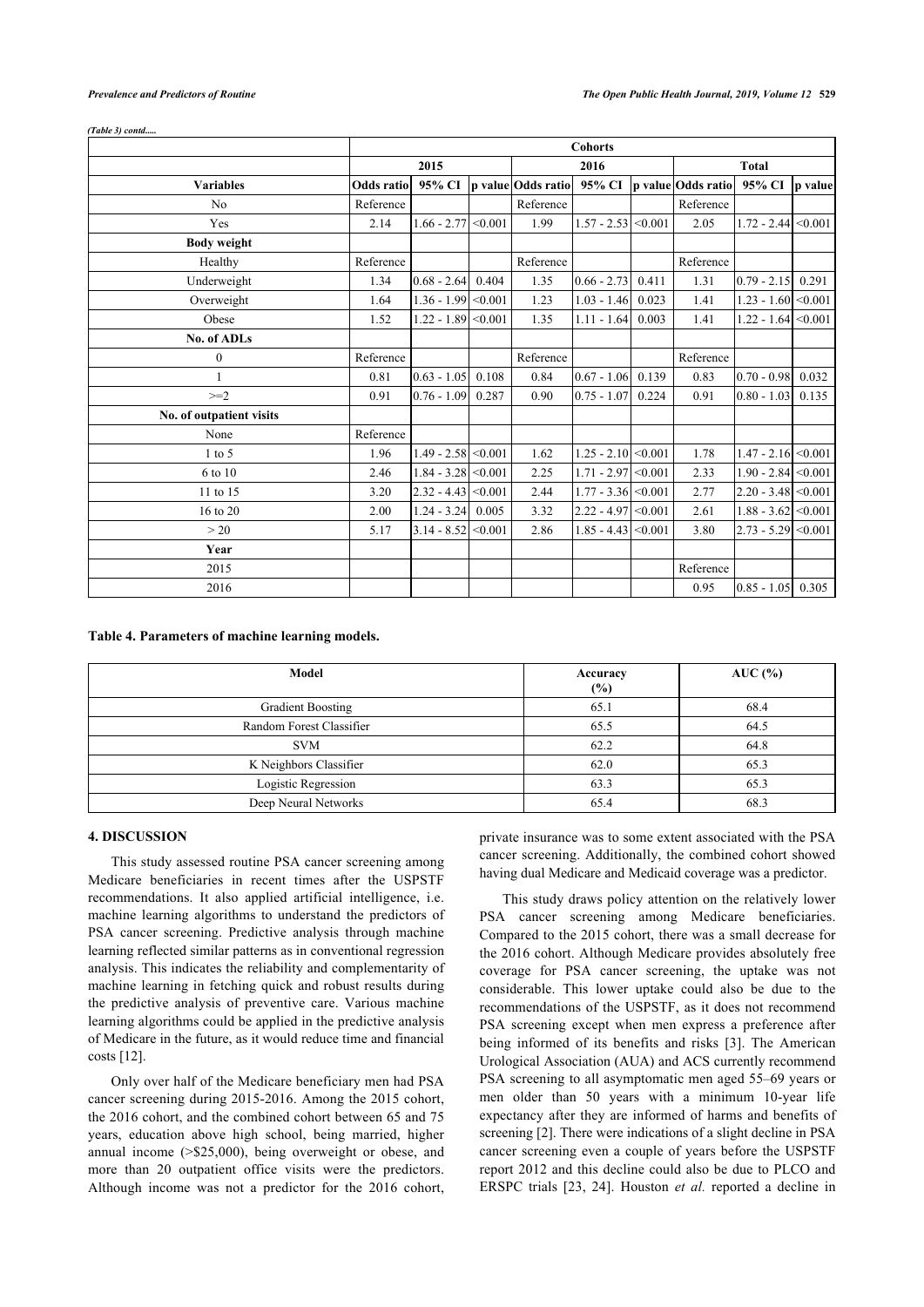*(Table 3) contd.....*

| | Cohorts | | | | | | | | |
|---|---|---|---|---|---|---|---|---|---|
| | 2015 | | | 2016 | | | Total | | |
| **Variables** | **Odds ratio** | **95% CI** | **p value** | **Odds ratio** | **95% CI** | **p value** | **Odds ratio** | **95% CI** | **p value** |
| No | Reference | | | Reference | | | Reference | | |
| Yes | 2.14 | 1.66 - 2.77 | <0.001 | 1.99 | 1.57 - 2.53 | <0.001 | 2.05 | 1.72 - 2.44 | <0.001 |
| **Body weight** | | | | | | | | | |
| Healthy | Reference | | | Reference | | | Reference | | |
| Underweight | 1.34 | 0.68 - 2.64 | 0.404 | 1.35 | 0.66 - 2.73 | 0.411 | 1.31 | 0.79 - 2.15 | 0.291 |
| Overweight | 1.64 | 1.36 - 1.99 | <0.001 | 1.23 | 1.03 - 1.46 | 0.023 | 1.41 | 1.23 - 1.60 | <0.001 |
| Obese | 1.52 | 1.22 - 1.89 | <0.001 | 1.35 | 1.11 - 1.64 | 0.003 | 1.41 | 1.22 - 1.64 | <0.001 |
| **No. of ADLs** | | | | | | | | | |
| 0 | Reference | | | Reference | | | Reference | | |
| 1 | 0.81 | 0.63 - 1.05 | 0.108 | 0.84 | 0.67 - 1.06 | 0.139 | 0.83 | 0.70 - 0.98 | 0.032 |
| >=2 | 0.91 | 0.76 - 1.09 | 0.287 | 0.90 | 0.75 - 1.07 | 0.224 | 0.91 | 0.80 - 1.03 | 0.135 |
| **No. of outpatient visits** | | | | | | | | | |
| None | Reference | | | | | | | | |
| 1 to 5 | 1.96 | 1.49 - 2.58 | <0.001 | 1.62 | 1.25 - 2.10 | <0.001 | 1.78 | 1.47 - 2.16 | <0.001 |
| 6 to 10 | 2.46 | 1.84 - 3.28 | <0.001 | 2.25 | 1.71 - 2.97 | <0.001 | 2.33 | 1.90 - 2.84 | <0.001 |
| 11 to 15 | 3.20 | 2.32 - 4.43 | <0.001 | 2.44 | 1.77 - 3.36 | <0.001 | 2.77 | 2.20 - 3.48 | <0.001 |
| 16 to 20 | 2.00 | 1.24 - 3.24 | 0.005 | 3.32 | 2.22 - 4.97 | <0.001 | 2.61 | 1.88 - 3.62 | <0.001 |
| > 20 | 5.17 | 3.14 - 8.52 | <0.001 | 2.86 | 1.85 - 4.43 | <0.001 | 3.80 | 2.73 - 5.29 | <0.001 |
| **Year** | | | | | | | | | |
| 2015 | | | | | | | Reference | | |
| 2016 | | | | | | | 0.95 | 0.85 - 1.05 | 0.305 |

**Table 4. Parameters of machine learning models.**

| Model | Accuracy (%) | AUC (%) |
|---|---|---|
| Gradient Boosting | 65.1 | 68.4 |
| Random Forest Classifier | 65.5 | 64.5 |
| SVM | 62.2 | 64.8 |
| K Neighbors Classifier | 62.0 | 65.3 |
| Logistic Regression | 63.3 | 65.3 |
| Deep Neural Networks | 65.4 | 68.3 |

## 4. DISCUSSION

This study assessed routine PSA cancer screening among Medicare beneficiaries in recent times after the USPSTF recommendations. It also applied artificial intelligence, i.e. machine learning algorithms to understand the predictors of PSA cancer screening. Predictive analysis through machine learning reflected similar patterns as in conventional regression analysis. This indicates the reliability and complementarity of machine learning in fetching quick and robust results during the predictive analysis of preventive care. Various machine learning algorithms could be applied in the predictive analysis of Medicare in the future, as it would reduce time and financial costs [12].

Only over half of the Medicare beneficiary men had PSA cancer screening during 2015-2016. Among the 2015 cohort, the 2016 cohort, and the combined cohort between 65 and 75 years, education above high school, being married, higher annual income (>$25,000), being overweight or obese, and more than 20 outpatient office visits were the predictors. Although income was not a predictor for the 2016 cohort, private insurance was to some extent associated with the PSA cancer screening. Additionally, the combined cohort showed having dual Medicare and Medicaid coverage was a predictor.

This study draws policy attention on the relatively lower PSA cancer screening among Medicare beneficiaries. Compared to the 2015 cohort, there was a small decrease for the 2016 cohort. Although Medicare provides absolutely free coverage for PSA cancer screening, the uptake was not considerable. This lower uptake could also be due to the recommendations of the USPSTF, as it does not recommend PSA screening except when men express a preference after being informed of its benefits and risks [3]. The American Urological Association (AUA) and ACS currently recommend PSA screening to all asymptomatic men aged 55–69 years or men older than 50 years with a minimum 10-year life expectancy after they are informed of harms and benefits of screening [2]. There were indications of a slight decline in PSA cancer screening even a couple of years before the USPSTF report 2012 and this decline could also be due to PLCO and ERSPC trials [23, 24]. Houston *et al.* reported a decline in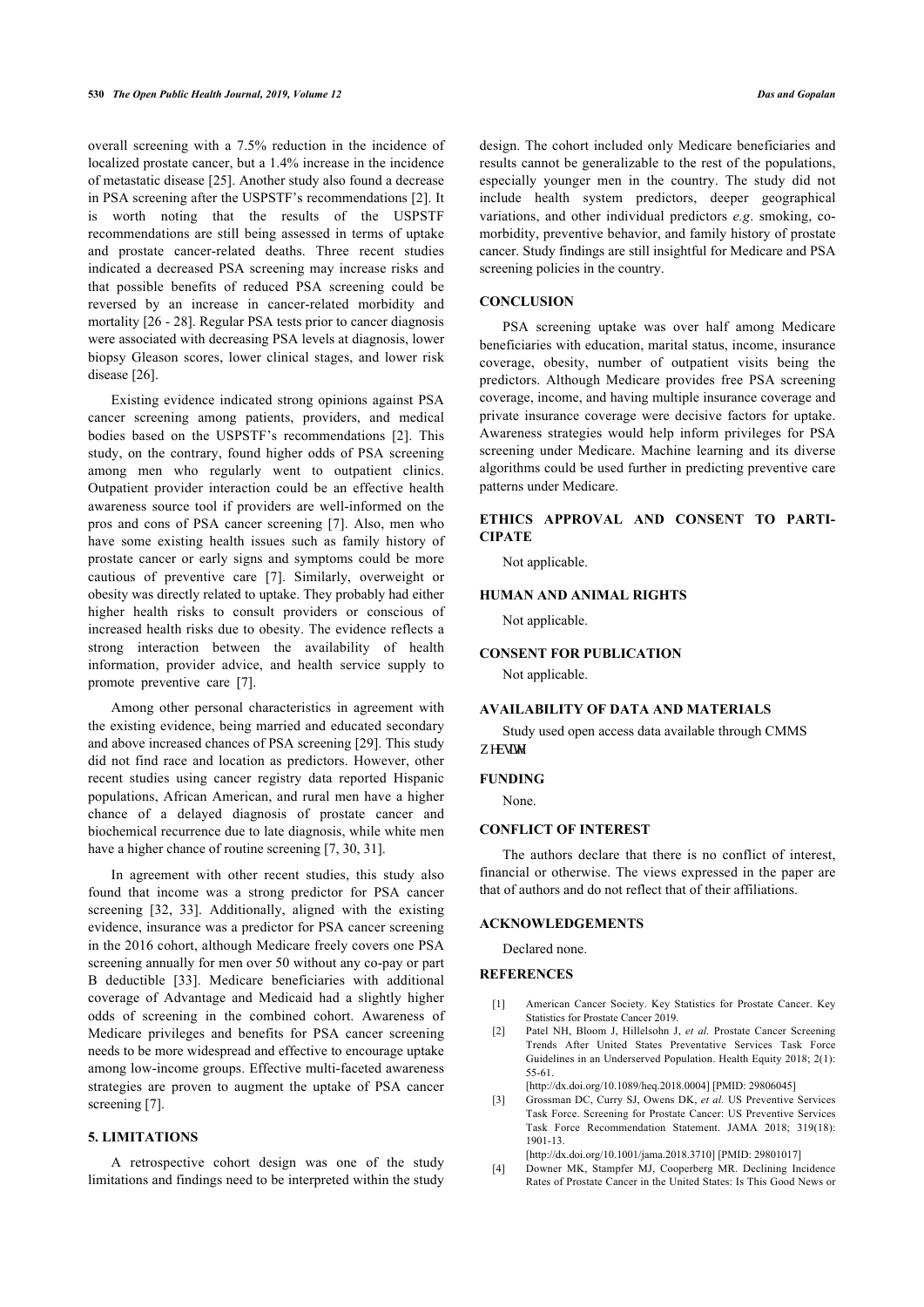overall screening with a 7.5% reduction in the incidence of localized prostate cancer, but a 1.4% increase in the incidence of metastatic disease [25]. Another study also found a decrease in PSA screening after the USPSTF's recommendations [2]. It is worth noting that the results of the USPSTF recommendations are still being assessed in terms of uptake and prostate cancer-related deaths. Three recent studies indicated a decreased PSA screening may increase risks and that possible benefits of reduced PSA screening could be reversed by an increase in cancer-related morbidity and mortality [26 - 28]. Regular PSA tests prior to cancer diagnosis were associated with decreasing PSA levels at diagnosis, lower biopsy Gleason scores, lower clinical stages, and lower risk disease [26].

Existing evidence indicated strong opinions against PSA cancer screening among patients, providers, and medical bodies based on the USPSTF's recommendations [2]. This study, on the contrary, found higher odds of PSA screening among men who regularly went to outpatient clinics. Outpatient provider interaction could be an effective health awareness source tool if providers are well-informed on the pros and cons of PSA cancer screening [7]. Also, men who have some existing health issues such as family history of prostate cancer or early signs and symptoms could be more cautious of preventive care [7]. Similarly, overweight or obesity was directly related to uptake. They probably had either higher health risks to consult providers or conscious of increased health risks due to obesity. The evidence reflects a strong interaction between the availability of health information, provider advice, and health service supply to promote preventive care [7].

Among other personal characteristics in agreement with the existing evidence, being married and educated secondary and above increased chances of PSA screening [29]. This study did not find race and location as predictors. However, other recent studies using cancer registry data reported Hispanic populations, African American, and rural men have a higher chance of a delayed diagnosis of prostate cancer and biochemical recurrence due to late diagnosis, while white men have a higher chance of routine screening [7, 30, 31].

In agreement with other recent studies, this study also found that income was a strong predictor for PSA cancer screening [32, 33]. Additionally, aligned with the existing evidence, insurance was a predictor for PSA cancer screening in the 2016 cohort, although Medicare freely covers one PSA screening annually for men over 50 without any co-pay or part B deductible [33]. Medicare beneficiaries with additional coverage of Advantage and Medicaid had a slightly higher odds of screening in the combined cohort. Awareness of Medicare privileges and benefits for PSA cancer screening needs to be more widespread and effective to encourage uptake among low-income groups. Effective multi-faceted awareness strategies are proven to augment the uptake of PSA cancer screening [7].

## 5. LIMITATIONS

A retrospective cohort design was one of the study limitations and findings need to be interpreted within the study design. The cohort included only Medicare beneficiaries and results cannot be generalizable to the rest of the populations, especially younger men in the country. The study did not include health system predictors, deeper geographical variations, and other individual predictors *e.g*. smoking, co-morbidity, preventive behavior, and family history of prostate cancer. Study findings are still insightful for Medicare and PSA screening policies in the country.

## CONCLUSION

PSA screening uptake was over half among Medicare beneficiaries with education, marital status, income, insurance coverage, obesity, number of outpatient visits being the predictors. Although Medicare provides free PSA screening coverage, income, and having multiple insurance coverage and private insurance coverage were decisive factors for uptake. Awareness strategies would help inform privileges for PSA screening under Medicare. Machine learning and its diverse algorithms could be used further in predicting preventive care patterns under Medicare.

## ETHICS APPROVAL AND CONSENT TO PARTICIPATE

Not applicable.

## HUMAN AND ANIMAL RIGHTS

Not applicable.

## CONSENT FOR PUBLICATION

Not applicable.

## AVAILABILITY OF DATA AND MATERIALS

Study used open access data available through CMMS website.

## FUNDING

None.

## CONFLICT OF INTEREST

The authors declare that there is no conflict of interest, financial or otherwise. The views expressed in the paper are that of authors and do not reflect that of their affiliations.

## ACKNOWLEDGEMENTS

Declared none.

## REFERENCES

[1] American Cancer Society. Key Statistics for Prostate Cancer. Key Statistics for Prostate Cancer 2019.

[2] Patel NH, Bloom J, Hillelsohn J, *et al.* Prostate Cancer Screening Trends After United States Preventative Services Task Force Guidelines in an Underserved Population. Health Equity 2018; 2(1): 55-61.
[http://dx.doi.org/10.1089/heq.2018.0004] [PMID: 29806045]

[3] Grossman DC, Curry SJ, Owens DK, *et al.* US Preventive Services Task Force. Screening for Prostate Cancer: US Preventive Services Task Force Recommendation Statement. JAMA 2018; 319(18): 1901-13.
[http://dx.doi.org/10.1001/jama.2018.3710] [PMID: 29801017]

[4] Downer MK, Stampfer MJ, Cooperberg MR. Declining Incidence Rates of Prostate Cancer in the United States: Is This Good News or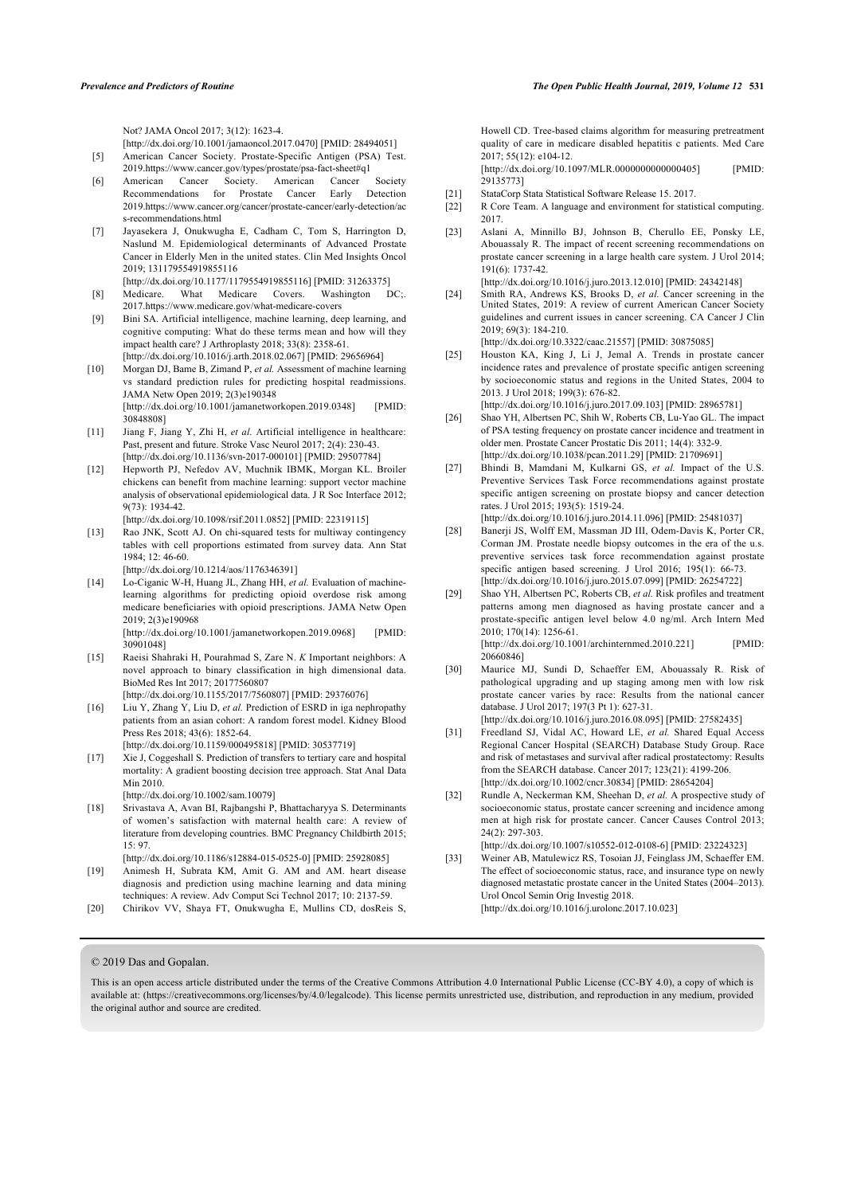Not? JAMA Oncol 2017; 3(12): 1623-4.
[http://dx.doi.org/10.1001/jamaoncol.2017.0470] [PMID: 28494051]

[5] American Cancer Society. Prostate-Specific Antigen (PSA) Test. 2019.https://www.cancer.gov/types/prostate/psa-fact-sheet#q1

[6] American Cancer Society. American Cancer Society Recommendations for Prostate Cancer Early Detection 2019.https://www.cancer.org/cancer/prostate-cancer/early-detection/acs-recommendations.html

[7] Jayasekera J, Onukwugha E, Cadham C, Tom S, Harrington D, Naslund M. Epidemiological determinants of Advanced Prostate Cancer in Elderly Men in the united states. Clin Med Insights Oncol 2019; 131179554919855116
[http://dx.doi.org/10.1177/1179554919855116] [PMID: 31263375]

[8] Medicare. What Medicare Covers. Washington DC;. 2017.https://www.medicare.gov/what-medicare-covers

[9] Bini SA. Artificial intelligence, machine learning, deep learning, and cognitive computing: What do these terms mean and how will they impact health care? J Arthroplasty 2018; 33(8): 2358-61.
[http://dx.doi.org/10.1016/j.arth.2018.02.067] [PMID: 29656964]

[10] Morgan DJ, Bame B, Zimand P, *et al.* Assessment of machine learning vs standard prediction rules for predicting hospital readmissions. JAMA Netw Open 2019; 2(3)e190348
[http://dx.doi.org/10.1001/jamanetworkopen.2019.0348] [PMID: 30848808]

[11] Jiang F, Jiang Y, Zhi H, *et al.* Artificial intelligence in healthcare: Past, present and future. Stroke Vasc Neurol 2017; 2(4): 230-43.
[http://dx.doi.org/10.1136/svn-2017-000101] [PMID: 29507784]

[12] Hepworth PJ, Nefedov AV, Muchnik IBMK, Morgan KL. Broiler chickens can benefit from machine learning: support vector machine analysis of observational epidemiological data. J R Soc Interface 2012; 9(73): 1934-42.
[http://dx.doi.org/10.1098/rsif.2011.0852] [PMID: 22319115]

[13] Rao JNK, Scott AJ. On chi-squared tests for multiway contingency tables with cell proportions estimated from survey data. Ann Stat 1984; 12: 46-60.
[http://dx.doi.org/10.1214/aos/1176346391]

[14] Lo-Ciganic W-H, Huang JL, Zhang HH, *et al.* Evaluation of machine-learning algorithms for predicting opioid overdose risk among medicare beneficiaries with opioid prescriptions. JAMA Netw Open 2019; 2(3)e190968
[http://dx.doi.org/10.1001/jamanetworkopen.2019.0968] [PMID: 30901048]

[15] Raeisi Shahraki H, Pourahmad S, Zare N. *K* Important neighbors: A novel approach to binary classification in high dimensional data. BioMed Res Int 2017; 20177560807
[http://dx.doi.org/10.1155/2017/7560807] [PMID: 29376076]

[16] Liu Y, Zhang Y, Liu D, *et al.* Prediction of ESRD in iga nephropathy patients from an asian cohort: A random forest model. Kidney Blood Press Res 2018; 43(6): 1852-64.
[http://dx.doi.org/10.1159/000495818] [PMID: 30537719]

[17] Xie J, Coggeshall S. Prediction of transfers to tertiary care and hospital mortality: A gradient boosting decision tree approach. Stat Anal Data Min 2010.
[http://dx.doi.org/10.1002/sam.10079]

[18] Srivastava A, Avan BI, Rajbangshi P, Bhattacharyya S. Determinants of women's satisfaction with maternal health care: A review of literature from developing countries. BMC Pregnancy Childbirth 2015; 15: 97.
[http://dx.doi.org/10.1186/s12884-015-0525-0] [PMID: 25928085]

[19] Animesh H, Subrata KM, Amit G. AM and AM. heart disease diagnosis and prediction using machine learning and data mining techniques: A review. Adv Comput Sci Technol 2017; 10: 2137-59.

[20] Chirikov VV, Shaya FT, Onukwugha E, Mullins CD, dosReis S, Howell CD. Tree-based claims algorithm for measuring pretreatment quality of care in medicare disabled hepatitis c patients. Med Care 2017; 55(12): e104-12.
[http://dx.doi.org/10.1097/MLR.0000000000000405] [PMID: 29135773]

[21] StataCorp Stata Statistical Software Release 15. 2017.

[22] R Core Team. A language and environment for statistical computing. 2017.

[23] Aslani A, Minnillo BJ, Johnson B, Cherullo EE, Ponsky LE, Abouassaly R. The impact of recent screening recommendations on prostate cancer screening in a large health care system. J Urol 2014; 191(6): 1737-42.
[http://dx.doi.org/10.1016/j.juro.2013.12.010] [PMID: 24342148]

[24] Smith RA, Andrews KS, Brooks D, *et al.* Cancer screening in the United States, 2019: A review of current American Cancer Society guidelines and current issues in cancer screening. CA Cancer J Clin 2019; 69(3): 184-210.
[http://dx.doi.org/10.3322/caac.21557] [PMID: 30875085]

[25] Houston KA, King J, Li J, Jemal A. Trends in prostate cancer incidence rates and prevalence of prostate specific antigen screening by socioeconomic status and regions in the United States, 2004 to 2013. J Urol 2018; 199(3): 676-82.
[http://dx.doi.org/10.1016/j.juro.2017.09.103] [PMID: 28965781]

[26] Shao YH, Albertsen PC, Shih W, Roberts CB, Lu-Yao GL. The impact of PSA testing frequency on prostate cancer incidence and treatment in older men. Prostate Cancer Prostatic Dis 2011; 14(4): 332-9.
[http://dx.doi.org/10.1038/pcan.2011.29] [PMID: 21709691]

[27] Bhindi B, Mamdani M, Kulkarni GS, *et al.* Impact of the U.S. Preventive Services Task Force recommendations against prostate specific antigen screening on prostate biopsy and cancer detection rates. J Urol 2015; 193(5): 1519-24.
[http://dx.doi.org/10.1016/j.juro.2014.11.096] [PMID: 25481037]

[28] Banerji JS, Wolff EM, Massman JD III, Odem-Davis K, Porter CR, Corman JM. Prostate needle biopsy outcomes in the era of the u.s. preventive services task force recommendation against prostate specific antigen based screening. J Urol 2016; 195(1): 66-73.
[http://dx.doi.org/10.1016/j.juro.2015.07.099] [PMID: 26254722]

[29] Shao YH, Albertsen PC, Roberts CB, *et al.* Risk profiles and treatment patterns among men diagnosed as having prostate cancer and a prostate-specific antigen level below 4.0 ng/ml. Arch Intern Med 2010; 170(14): 1256-61.
[http://dx.doi.org/10.1001/archinternmed.2010.221] [PMID: 20660846]

[30] Maurice MJ, Sundi D, Schaeffer EM, Abouassaly R. Risk of pathological upgrading and up staging among men with low risk prostate cancer varies by race: Results from the national cancer database. J Urol 2017; 197(3 Pt 1): 627-31.
[http://dx.doi.org/10.1016/j.juro.2016.08.095] [PMID: 27582435]

[31] Freedland SJ, Vidal AC, Howard LE, *et al.* Shared Equal Access Regional Cancer Hospital (SEARCH) Database Study Group. Race and risk of metastases and survival after radical prostatectomy: Results from the SEARCH database. Cancer 2017; 123(21): 4199-206.
[http://dx.doi.org/10.1002/cncr.30834] [PMID: 28654204]

[32] Rundle A, Neckerman KM, Sheehan D, *et al.* A prospective study of socioeconomic status, prostate cancer screening and incidence among men at high risk for prostate cancer. Cancer Causes Control 2013; 24(2): 297-303.
[http://dx.doi.org/10.1007/s10552-012-0108-6] [PMID: 23224323]

[33] Weiner AB, Matulewicz RS, Tosoian JJ, Feinglass JM, Schaeffer EM. The effect of socioeconomic status, race, and insurance type on newly diagnosed metastatic prostate cancer in the United States (2004–2013). Urol Oncol Semin Orig Investig 2018.
[http://dx.doi.org/10.1016/j.urolonc.2017.10.023]

© 2019 Das and Gopalan.

This is an open access article distributed under the terms of the Creative Commons Attribution 4.0 International Public License (CC-BY 4.0), a copy of which is available at: (https://creativecommons.org/licenses/by/4.0/legalcode). This license permits unrestricted use, distribution, and reproduction in any medium, provided the original author and source are credited.